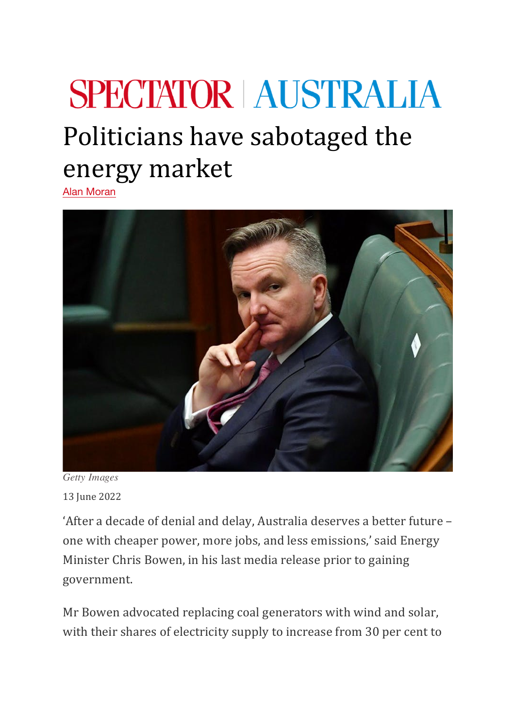SPECTATOR | AUSTRALIA

# Politicians have sabotaged the energy market

Alan Moran

*Getty Images*

13 June 2022

'After a decade of denial and delay, Australia deserves a better future – one with cheaper power, more jobs, and less emissions,' said Energy Minister Chris Bowen, in his last media release prior to gaining government.

Mr Bowen advocated replacing coal generators with wind and solar, with their shares of electricity supply to increase from 30 per cent to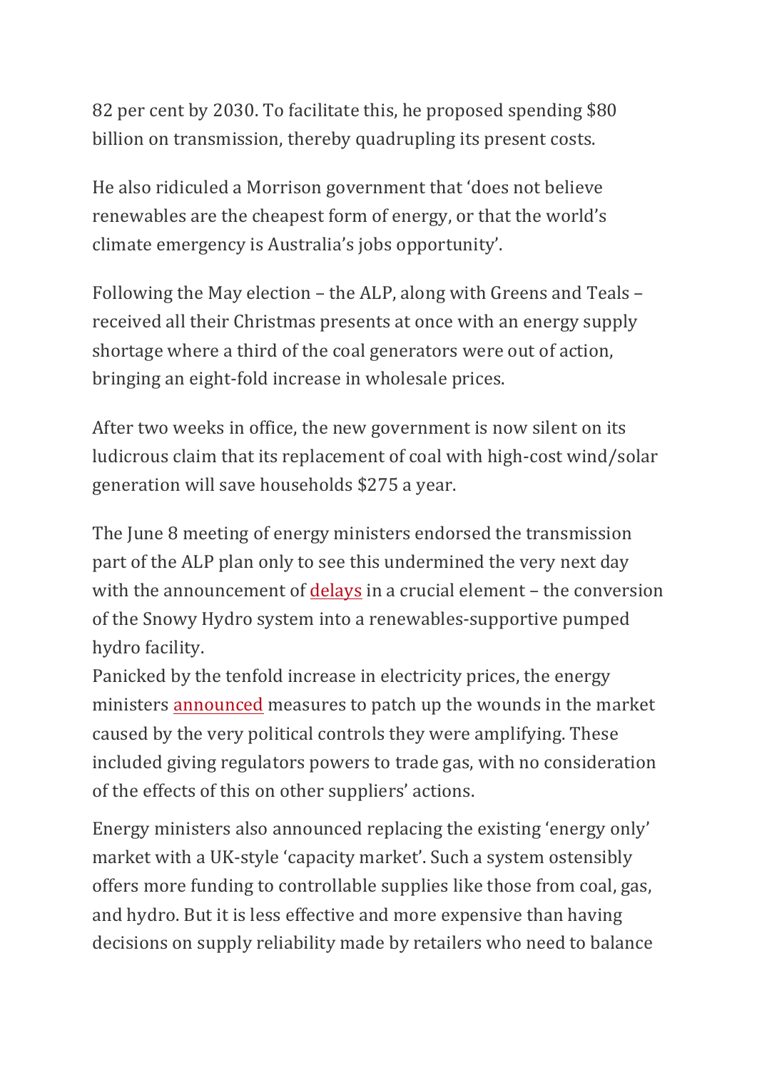82 per cent by 2030. To facilitate this, he proposed spending $80 billion on transmission, thereby quadrupling its present costs.

He also ridiculed a Morrison government that 'does not believe renewables are the cheapest form of energy, or that the world's climate emergency is Australia's jobs opportunity'.

Following the May election – the ALP, along with Greens and Teals – received all their Christmas presents at once with an energy supply shortage where a third of the coal generators were out of action, bringing an eight-fold increase in wholesale prices.

After two weeks in office, the new government is now silent on its ludicrous claim that its replacement of coal with high-cost wind/solar generation will save households $275 a year.

The June 8 meeting of energy ministers endorsed the transmission part of the ALP plan only to see this undermined the very next day with the announcement of delays in a crucial element – the conversion of the Snowy Hydro system into a renewables-supportive pumped hydro facility.

Panicked by the tenfold increase in electricity prices, the energy ministers announced measures to patch up the wounds in the market caused by the very political controls they were amplifying. These included giving regulators powers to trade gas, with no consideration of the effects of this on other suppliers' actions.

Energy ministers also announced replacing the existing 'energy only' market with a UK-style 'capacity market'. Such a system ostensibly offers more funding to controllable supplies like those from coal, gas, and hydro. But it is less effective and more expensive than having decisions on supply reliability made by retailers who need to balance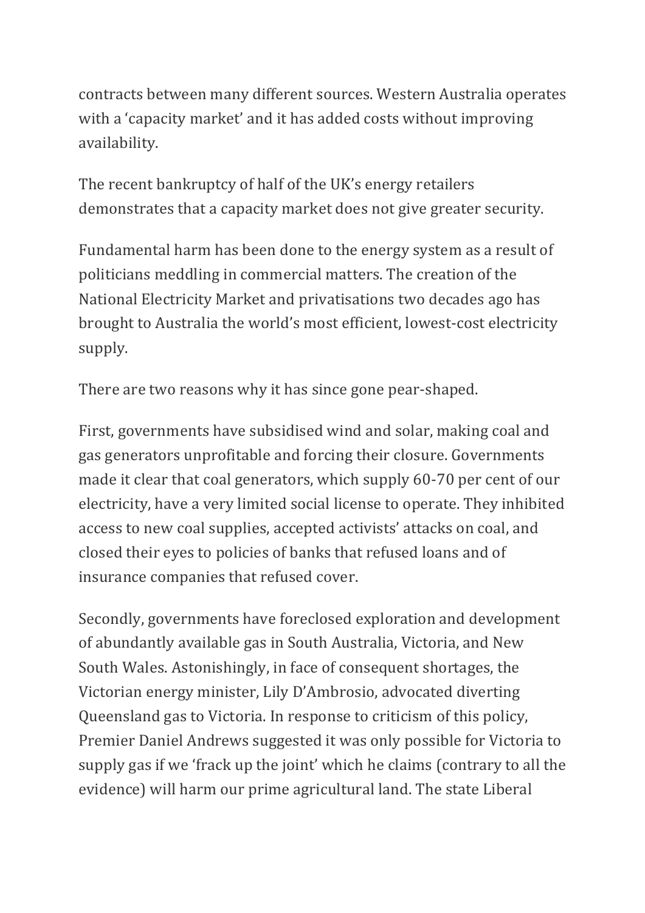contracts between many different sources. Western Australia operates with a 'capacity market' and it has added costs without improving availability.

The recent bankruptcy of half of the UK's energy retailers demonstrates that a capacity market does not give greater security.

Fundamental harm has been done to the energy system as a result of politicians meddling in commercial matters. The creation of the National Electricity Market and privatisations two decades ago has brought to Australia the world's most efficient, lowest-cost electricity supply.

There are two reasons why it has since gone pear-shaped.

First, governments have subsidised wind and solar, making coal and gas generators unprofitable and forcing their closure. Governments made it clear that coal generators, which supply 60-70 per cent of our electricity, have a very limited social license to operate. They inhibited access to new coal supplies, accepted activists' attacks on coal, and closed their eyes to policies of banks that refused loans and of insurance companies that refused cover.

Secondly, governments have foreclosed exploration and development of abundantly available gas in South Australia, Victoria, and New South Wales. Astonishingly, in face of consequent shortages, the Victorian energy minister, Lily D'Ambrosio, advocated diverting Queensland gas to Victoria. In response to criticism of this policy, Premier Daniel Andrews suggested it was only possible for Victoria to supply gas if we 'frack up the joint' which he claims (contrary to all the evidence) will harm our prime agricultural land. The state Liberal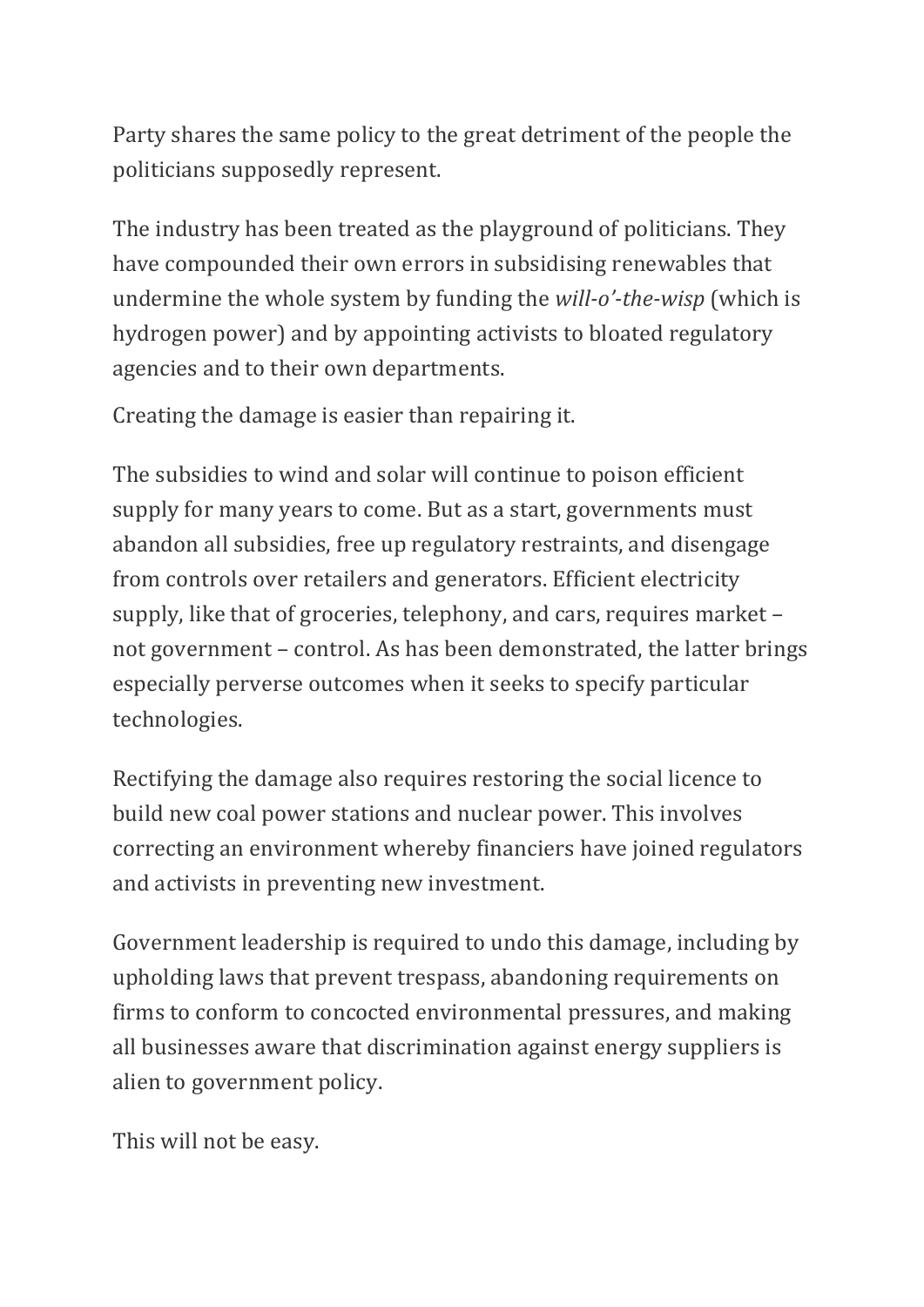Party shares the same policy to the great detriment of the people the politicians supposedly represent.

The industry has been treated as the playground of politicians. They have compounded their own errors in subsidising renewables that undermine the whole system by funding the *will-o'-the-wisp* (which is hydrogen power) and by appointing activists to bloated regulatory agencies and to their own departments.

Creating the damage is easier than repairing it.

The subsidies to wind and solar will continue to poison efficient supply for many years to come. But as a start, governments must abandon all subsidies, free up regulatory restraints, and disengage from controls over retailers and generators. Efficient electricity supply, like that of groceries, telephony, and cars, requires market – not government – control. As has been demonstrated, the latter brings especially perverse outcomes when it seeks to specify particular technologies.

Rectifying the damage also requires restoring the social licence to build new coal power stations and nuclear power. This involves correcting an environment whereby financiers have joined regulators and activists in preventing new investment.

Government leadership is required to undo this damage, including by upholding laws that prevent trespass, abandoning requirements on firms to conform to concocted environmental pressures, and making all businesses aware that discrimination against energy suppliers is alien to government policy.

This will not be easy.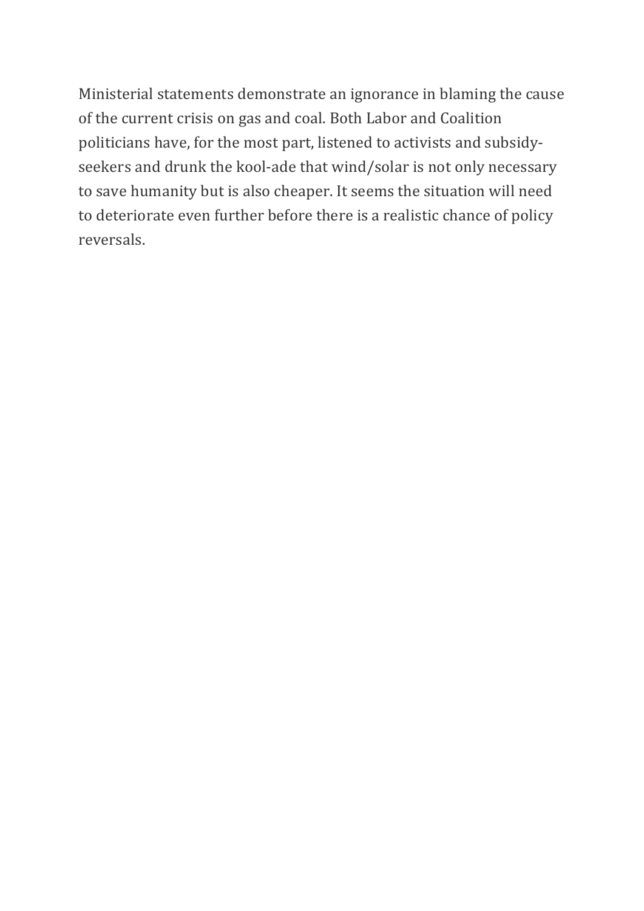Ministerial statements demonstrate an ignorance in blaming the cause of the current crisis on gas and coal. Both Labor and Coalition politicians have, for the most part, listened to activists and subsidy-seekers and drunk the kool-ade that wind/solar is not only necessary to save humanity but is also cheaper. It seems the situation will need to deteriorate even further before there is a realistic chance of policy reversals.